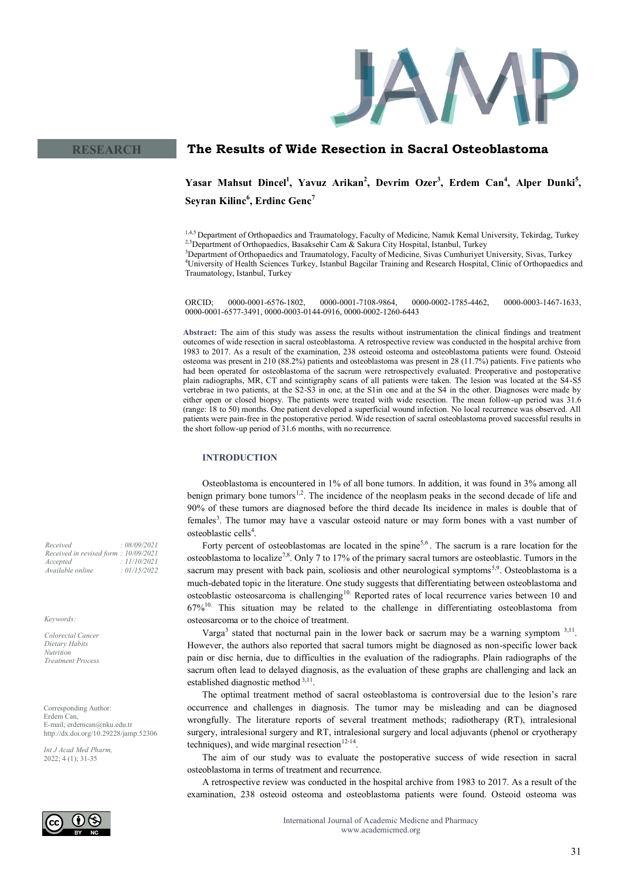**RESEARCH**

# The Results of Wide Resection in Sacral Osteoblastoma

**Yasar Mahsut Dincel[1], Yavuz Arikan[2], Devrim Ozer[3], Erdem Can[4], Alper Dunki[5], Seyran Kilinc[6], Erdinc Genc[7]**

[1,4,5] Department of Orthopaedics and Traumatology, Faculty of Medicine, Namık Kemal University, Tekirdag, Turkey
[2,3]Department of Orthopaedics, Basaksehir Cam & Sakura City Hospital, Istanbul, Turkey
[3]Department of Orthopaedics and Traumatology, Faculty of Medicine, Sivas Cumhuriyet University, Sivas, Turkey
[4]University of Health Sciences Turkey, Istanbul Bagcilar Training and Research Hospital, Clinic of Orthopaedics and Traumatology, Istanbul, Turkey

ORCID; 0000-0001-6576-1802, 0000-0001-7108-9864, 0000-0002-1785-4462, 0000-0003-1467-1633, 0000-0001-6577-3491, 0000-0003-0144-0916, 0000-0002-1260-6443

**Abstract:** The aim of this study was assess the results without instrumentation the clinical findings and treatment outcomes of wide resection in sacral osteoblastoma. A retrospective review was conducted in the hospital archive from 1983 to 2017. As a result of the examination, 238 osteoid osteoma and osteoblastoma patients were found. Osteoid osteoma was present in 210 (88.2%) patients and osteoblastoma was present in 28 (11.7%) patients. Five patients who had been operated for osteoblastoma of the sacrum were retrospectively evaluated. Preoperative and postoperative plain radiographs, MR, CT and scintigraphy scans of all patients were taken. The lesion was located at the S4-S5 vertebrae in two patients, at the S2-S3 in one, at the S1in one and at the S4 in the other. Diagnoses were made by either open or closed biopsy. The patients were treated with wide resection. The mean follow-up period was 31.6 (range: 18 to 50) months. One patient developed a superficial wound infection. No local recurrence was observed. All patients were pain-free in the postoperative period. Wide resection of sacral osteoblastoma proved successful results in the short follow-up period of 31.6 months, with no recurrence.

*Received : 08/09/2021*
*Received in revised form : 10/09/2021*
*Accepted : 11/10/2021*
*Available online : 01/15/2022*

*Keywords:*

*Colorectal Cancer*
*Dietary Habits*
*Nutrition*
*Treatment Process*

Corresponding Author:
Erdem Can,
E-mail; erdemcan@nku.edu.tr
http://dx.doi.org/10.29228/jamp.52306

*Int J Acad Med Pharm,*
2022; 4 (1); 31-35

## INTRODUCTION

Osteoblastoma is encountered in 1% of all bone tumors. In addition, it was found in 3% among all benign primary bone tumors[1,2]. The incidence of the neoplasm peaks in the second decade of life and 90% of these tumors are diagnosed before the third decade Its incidence in males is double that of females[3]. The tumor may have a vascular osteoid nature or may form bones with a vast number of osteoblastic cells[4].

Forty percent of osteoblastomas are located in the spine[5,6]. The sacrum is a rare location for the osteoblastoma to localize[7,8]. Only 7 to 17% of the primary sacral tumors are osteoblastic. Tumors in the sacrum may present with back pain, scoliosis and other neurological symptoms[5,9]. Osteoblastoma is a much-debated topic in the literature. One study suggests that differentiating between osteoblastoma and osteoblastic osteosarcoma is challenging[10]. Reported rates of local recurrence varies between 10 and 67%[10]. This situation may be related to the challenge in differentiating osteoblastoma from osteosarcoma or to the choice of treatment.

Varga[3] stated that nocturnal pain in the lower back or sacrum may be a warning symptom [3,11]. However, the authors also reported that sacral tumors might be diagnosed as non-specific lower back pain or disc hernia, due to difficulties in the evaluation of the radiographs. Plain radiographs of the sacrum often lead to delayed diagnosis, as the evaluation of these graphs are challenging and lack an established diagnostic method [3,11].

The optimal treatment method of sacral osteoblastoma is controversial due to the lesion's rare occurrence and challenges in diagnosis. The tumor may be misleading and can be diagnosed wrongfully. The literature reports of several treatment methods; radiotherapy (RT), intralesional surgery, intralesional surgery and RT, intralesional surgery and local adjuvants (phenol or cryotherapy techniques), and wide marginal resection[12-14].

The aim of our study was to evaluate the postoperative success of wide resection in sacral osteoblastoma in terms of treatment and recurrence.

A retrospective review was conducted in the hospital archive from 1983 to 2017. As a result of the examination, 238 osteoid osteoma and osteoblastoma patients were found. Osteoid osteoma was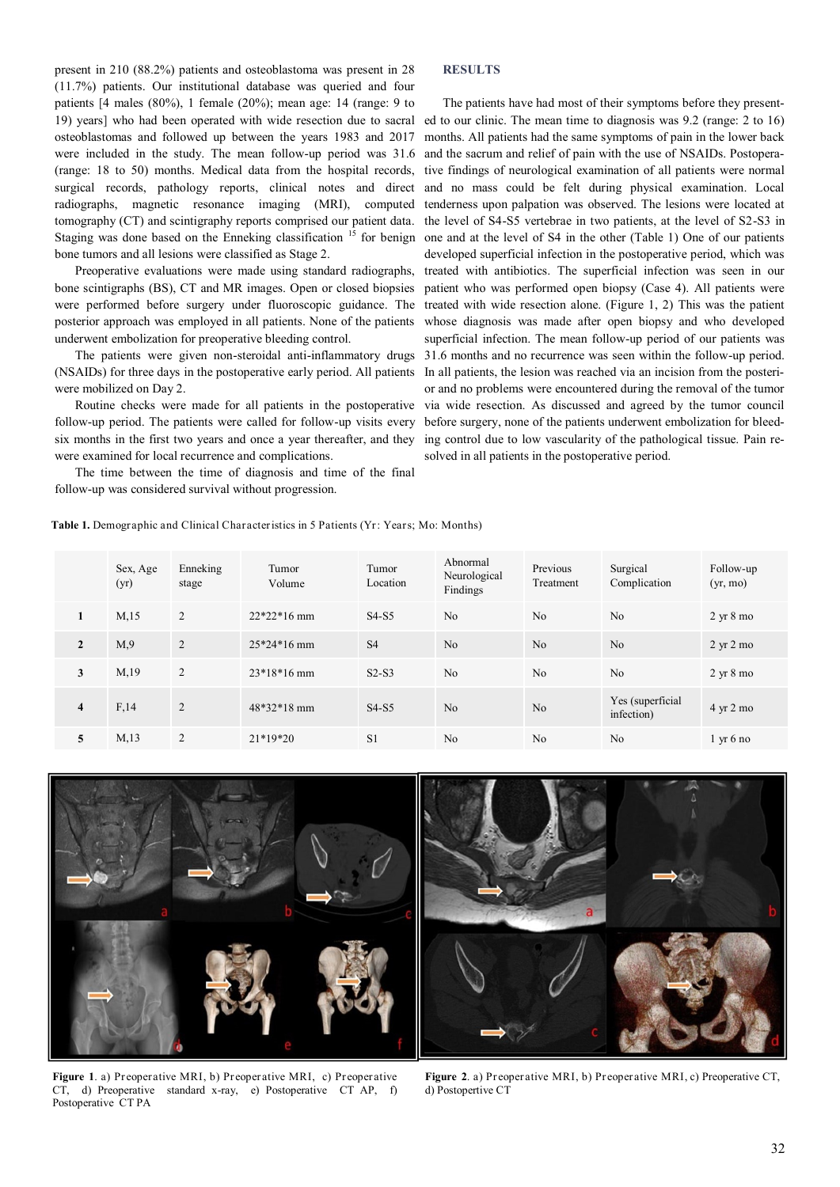present in 210 (88.2%) patients and osteoblastoma was present in 28 (11.7%) patients. Our institutional database was queried and four patients [4 males (80%), 1 female (20%); mean age: 14 (range: 9 to 19) years] who had been operated with wide resection due to sacral osteoblastomas and followed up between the years 1983 and 2017 were included in the study. The mean follow-up period was 31.6 (range: 18 to 50) months. Medical data from the hospital records, surgical records, pathology reports, clinical notes and direct radiographs, magnetic resonance imaging (MRI), computed tomography (CT) and scintigraphy reports comprised our patient data. Staging was done based on the Enneking classification [15] for benign bone tumors and all lesions were classified as Stage 2.

Preoperative evaluations were made using standard radiographs, bone scintigraphs (BS), CT and MR images. Open or closed biopsies were performed before surgery under fluoroscopic guidance. The posterior approach was employed in all patients. None of the patients underwent embolization for preoperative bleeding control.

The patients were given non-steroidal anti-inflammatory drugs (NSAIDs) for three days in the postoperative early period. All patients were mobilized on Day 2.

Routine checks were made for all patients in the postoperative follow-up period. The patients were called for follow-up visits every six months in the first two years and once a year thereafter, and they were examined for local recurrence and complications.

The time between the time of diagnosis and time of the final follow-up was considered survival without progression.

## RESULTS

The patients have had most of their symptoms before they presented to our clinic. The mean time to diagnosis was 9.2 (range: 2 to 16) months. All patients had the same symptoms of pain in the lower back and the sacrum and relief of pain with the use of NSAIDs. Postoperative findings of neurological examination of all patients were normal and no mass could be felt during physical examination. Local tenderness upon palpation was observed. The lesions were located at the level of S4-S5 vertebrae in two patients, at the level of S2-S3 in one and at the level of S4 in the other (Table 1) One of our patients developed superficial infection in the postoperative period, which was treated with antibiotics. The superficial infection was seen in our patient who was performed open biopsy (Case 4). All patients were treated with wide resection alone. (Figure 1, 2) This was the patient whose diagnosis was made after open biopsy and who developed superficial infection. The mean follow-up period of our patients was 31.6 months and no recurrence was seen within the follow-up period. In all patients, the lesion was reached via an incision from the posterior and no problems were encountered during the removal of the tumor via wide resection. As discussed and agreed by the tumor council before surgery, none of the patients underwent embolization for bleeding control due to low vascularity of the pathological tissue. Pain resolved in all patients in the postoperative period.

**Table 1.** Demographic and Clinical Characteristics in 5 Patients (Yr: Years; Mo: Months)

| | Sex, Age (yr) | Enneking stage | Tumor Volume | Tumor Location | Abnormal Neurological Findings | Previous Treatment | Surgical Complication | Follow-up (yr, mo) |
|---|---|---|---|---|---|---|---|---|
| **1** | M,15 | 2 | 22*22*16 mm | S4-S5 | No | No | No | 2 yr 8 mo |
| **2** | M,9 | 2 | 25*24*16 mm | S4 | No | No | No | 2 yr 2 mo |
| **3** | M,19 | 2 | 23*18*16 mm | S2-S3 | No | No | No | 2 yr 8 mo |
| **4** | F,14 | 2 | 48*32*18 mm | S4-S5 | No | No | Yes (superficial infection) | 4 yr 2 mo |
| **5** | M,13 | 2 | 21*19*20 | S1 | No | No | No | 1 yr 6 no |

**Figure 1**. a) Preoperative MRI, b) Preoperative MRI, c) Preoperative CT, d) Preoperative standard x-ray, e) Postoperative CT AP, f) Postoperative CT PA

**Figure 2**. a) Preoperative MRI, b) Preoperative MRI, c) Preoperative CT, d) Postopertive CT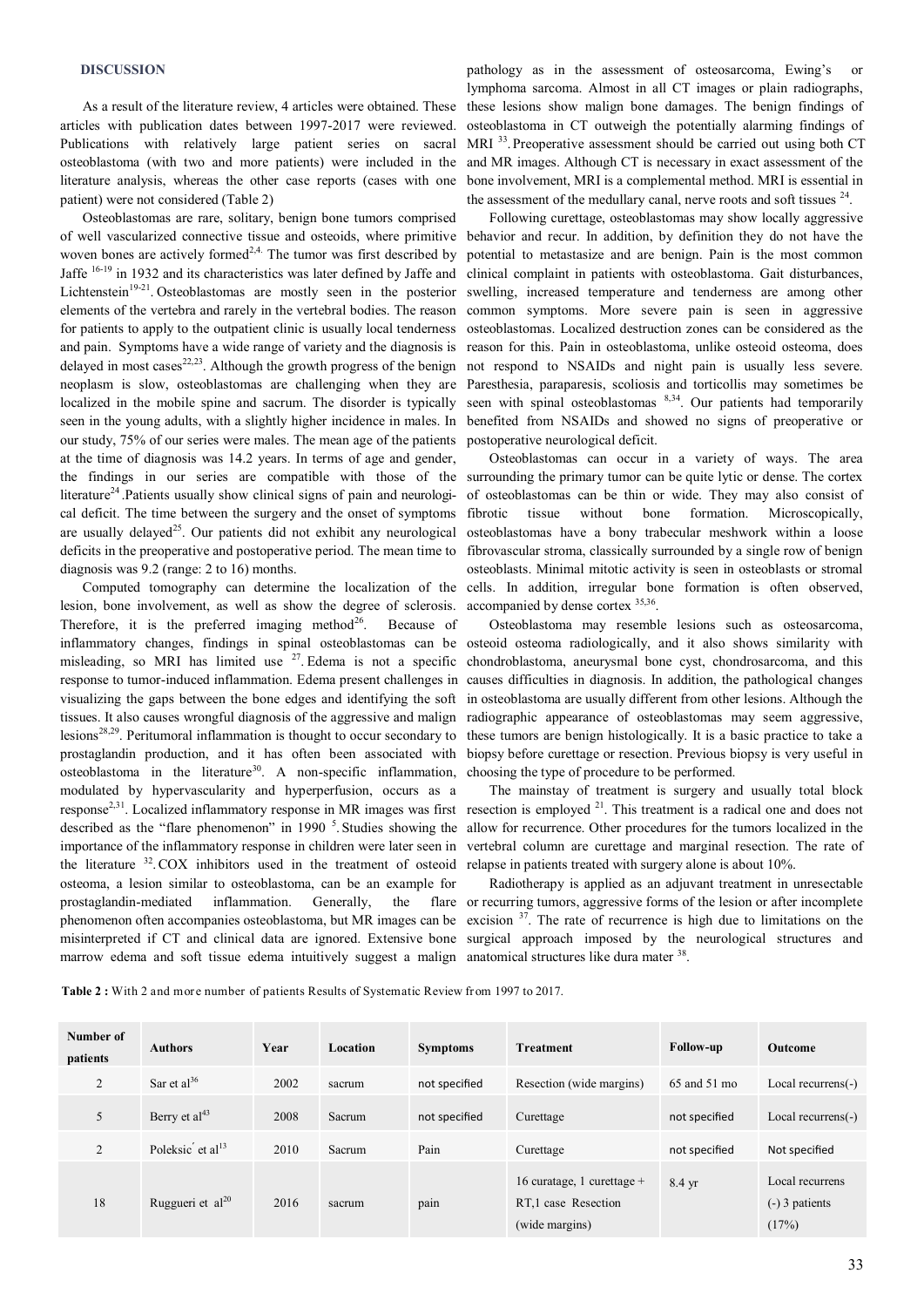## DISCUSSION

As a result of the literature review, 4 articles were obtained. These articles with publication dates between 1997-2017 were reviewed. Publications with relatively large patient series on sacral osteoblastoma (with two and more patients) were included in the literature analysis, whereas the other case reports (cases with one patient) were not considered (Table 2)

Osteoblastomas are rare, solitary, benign bone tumors comprised of well vascularized connective tissue and osteoids, where primitive woven bones are actively formed[2,4]. The tumor was first described by Jaffe [16-19] in 1932 and its characteristics was later defined by Jaffe and Lichtenstein[19-21]. Osteoblastomas are mostly seen in the posterior elements of the vertebra and rarely in the vertebral bodies. The reason for patients to apply to the outpatient clinic is usually local tenderness and pain. Symptoms have a wide range of variety and the diagnosis is delayed in most cases[22,23]. Although the growth progress of the benign neoplasm is slow, osteoblastomas are challenging when they are localized in the mobile spine and sacrum. The disorder is typically seen in the young adults, with a slightly higher incidence in males. In our study, 75% of our series were males. The mean age of the patients at the time of diagnosis was 14.2 years. In terms of age and gender, the findings in our series are compatible with those of the literature[24]. Patients usually show clinical signs of pain and neurological deficit. The time between the surgery and the onset of symptoms are usually delayed[25]. Our patients did not exhibit any neurological deficits in the preoperative and postoperative period. The mean time to diagnosis was 9.2 (range: 2 to 16) months.

Computed tomography can determine the localization of the lesion, bone involvement, as well as show the degree of sclerosis. Therefore, it is the preferred imaging method[26]. Because of inflammatory changes, findings in spinal osteoblastomas can be misleading, so MRI has limited use [27]. Edema is not a specific response to tumor-induced inflammation. Edema present challenges in visualizing the gaps between the bone edges and identifying the soft tissues. It also causes wrongful diagnosis of the aggressive and malign lesions[28,29]. Peritumoral inflammation is thought to occur secondary to prostaglandin production, and it has often been associated with osteoblastoma in the literature[30]. A non-specific inflammation, modulated by hypervascularity and hyperperfusion, occurs as a response[2,31]. Localized inflammatory response in MR images was first described as the "flare phenomenon" in 1990 [5]. Studies showing the importance of the inflammatory response in children were later seen in the literature [32]. COX inhibitors used in the treatment of osteoid osteoma, a lesion similar to osteoblastoma, can be an example for prostaglandin-mediated inflammation. Generally, the flare phenomenon often accompanies osteoblastoma, but MR images can be misinterpreted if CT and clinical data are ignored. Extensive bone marrow edema and soft tissue edema intuitively suggest a malign pathology as in the assessment of osteosarcoma, Ewing's or lymphoma sarcoma. Almost in all CT images or plain radiographs, these lesions show malign bone damages. The benign findings of osteoblastoma in CT outweigh the potentially alarming findings of MRI [33]. Preoperative assessment should be carried out using both CT and MR images. Although CT is necessary in exact assessment of the bone involvement, MRI is a complemental method. MRI is essential in the assessment of the medullary canal, nerve roots and soft tissues [24].

Following curettage, osteoblastomas may show locally aggressive behavior and recur. In addition, by definition they do not have the potential to metastasize and are benign. Pain is the most common clinical complaint in patients with osteoblastoma. Gait disturbances, swelling, increased temperature and tenderness are among other common symptoms. More severe pain is seen in aggressive osteoblastomas. Localized destruction zones can be considered as the reason for this. Pain in osteoblastoma, unlike osteoid osteoma, does not respond to NSAIDs and night pain is usually less severe. Paresthesia, paraparesis, scoliosis and torticollis may sometimes be seen with spinal osteoblastomas [8,34]. Our patients had temporarily benefited from NSAIDs and showed no signs of preoperative or postoperative neurological deficit.

Osteoblastomas can occur in a variety of ways. The area surrounding the primary tumor can be quite lytic or dense. The cortex of osteoblastomas can be thin or wide. They may also consist of fibrotic tissue without bone formation. Microscopically, osteoblastomas have a bony trabecular meshwork within a loose fibrovascular stroma, classically surrounded by a single row of benign osteoblasts. Minimal mitotic activity is seen in osteoblasts or stromal cells. In addition, irregular bone formation is often observed, accompanied by dense cortex [35,36].

Osteoblastoma may resemble lesions such as osteosarcoma, osteoid osteoma radiologically, and it also shows similarity with chondroblastoma, aneurysmal bone cyst, chondrosarcoma, and this causes difficulties in diagnosis. In addition, the pathological changes in osteoblastoma are usually different from other lesions. Although the radiographic appearance of osteoblastomas may seem aggressive, these tumors are benign histologically. It is a basic practice to take a biopsy before curettage or resection. Previous biopsy is very useful in choosing the type of procedure to be performed.

The mainstay of treatment is surgery and usually total block resection is employed [21]. This treatment is a radical one and does not allow for recurrence. Other procedures for the tumors localized in the vertebral column are curettage and marginal resection. The rate of relapse in patients treated with surgery alone is about 10%.

Radiotherapy is applied as an adjuvant treatment in unresectable or recurring tumors, aggressive forms of the lesion or after incomplete excision [37]. The rate of recurrence is high due to limitations on the surgical approach imposed by the neurological structures and anatomical structures like dura mater [38].

**Table 2 :** With 2 and more number of patients Results of Systematic Review from 1997 to 2017.

| Number of patients | Authors | Year | Location | Symptoms | Treatment | Follow-up | Outcome |
|---|---|---|---|---|---|---|---|
| 2 | Sar et al[36] | 2002 | sacrum | not specified | Resection (wide margins) | 65 and 51 mo | Local recurrens(-) |
| 5 | Berry et al[43] | 2008 | Sacrum | not specified | Curettage | not specified | Local recurrens(-) |
| 2 | Poleksić et al[13] | 2010 | Sacrum | Pain | Curettage | not specified | Not specified |
| 18 | Ruggueri et al[20] | 2016 | sacrum | pain | 16 curatage, 1 curettage + RT,1 case Resection (wide margins) | 8.4 yr | Local recurrens (-) 3 patients (17%) |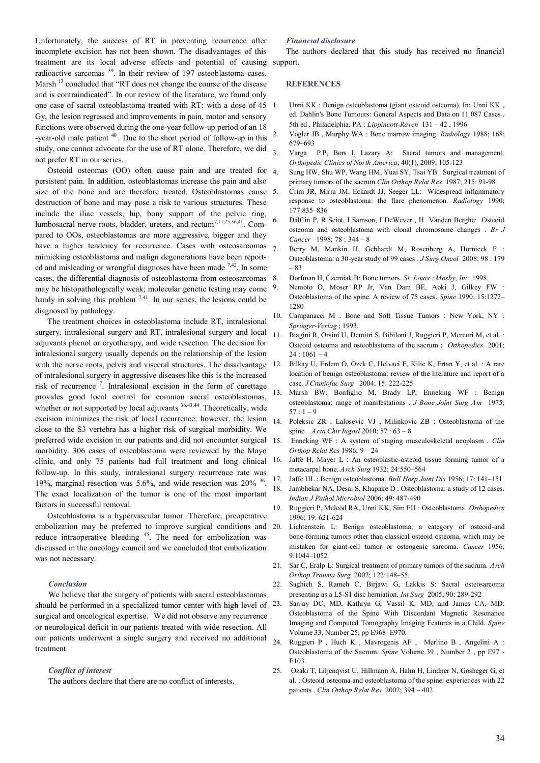Unfortunately, the success of RT in preventing recurrence after incomplete excision has not been shown. The disadvantages of this treatment are its local adverse effects and potential of causing radioactive sarcomas [39]. In their review of 197 osteoblastoma cases, Marsh [13] concluded that "RT does not change the course of the disease and is contraindicated". In our review of the literature, we found only one case of sacral osteoblastoma treated with RT; with a dose of 45 Gy, the lesion regressed and improvements in pain, motor and sensory functions were observed during the one-year follow-up period of an 18 -year-old male patient [40]. Due to the short period of follow-up in this study, one cannot advocate for the use of RT alone. Therefore, we did not prefer RT in our series.

Osteoid osteomas (OO) often cause pain and are treated for persistent pain. In addition, osteoblastomas increase the pain and also size of the bone and are therefore treated. Osteoblastomas cause destruction of bone and may pose a risk to various structures. These include the iliac vessels, hip, bony support of the pelvic ring, lumbosacral nerve roots, bladder, ureters, and rectum[7,11,25,36,41]. Compared to OOs, osteoblastomas are more aggressive, bigger and they have a higher tendency for recurrence. Cases with osteosarcomas mimicking osteoblastoma and malign degenerations have been reported and misleading or wrongful diagnoses have been made [7,42]. In some cases, the differential diagnosis of osteoblastoma from osteosarcomas may be histopathologically weak; molecular genetic testing may come handy in solving this problem [7,41]. In our series, the lesions could be diagnosed by pathology.

The treatment choices in osteoblastoma include RT, intralesional surgery, intralesional surgery and RT, intralesional surgery and local adjuvants phenol or cryotherapy, and wide resection. The decision for intralesional surgery usually depends on the relationship of the lesion with the nerve roots, pelvis and visceral structures. The disadvantage of intralesional surgery in aggressive diseases like this is the increased risk of recurrence [7]. Intralesional excision in the form of curettage provides good local control for common sacral osteoblastomas, whether or not supported by local adjuvants [36,43,44]. Theoretically, wide excision minimizes the risk of local recurrence; however, the lesion close to the S3 vertebra has a higher risk of surgical morbidity. We preferred wide excision in our patients and did not encounter surgical morbidity. 306 cases of osteoblastoma were reviewed by the Mayo clinic, and only 75 patients had full treatment and long clinical follow-up. In this study, intralesional surgery recurrence rate was 19%, marginal resection was 5.6%, and wide resection was 20% [36]. The exact localization of the tumor is one of the most important factors in successful removal.

Osteoblastoma is a hypervascular tumor. Therefore, preoperative embolization may be preferred to improve surgical conditions and reduce intraoperative bleeding [45]. The need for embolization was discussed in the oncology council and we concluded that embolization was not necessary.

### *Conclusion*

We believe that the surgery of patients with sacral osteoblastomas should be performed in a specialized tumor center with high level of surgical and oncological expertise. We did not observe any recurrence or neurological deficit in our patients treated with wide resection. All our patients underwent a single surgery and received no additional treatment.

### *Conflict of interest*

The authors declare that there are no conflict of interests.

### *Financial disclosure*

The authors declared that this study has received no financial support.

## REFERENCES

1. Unni KK : Benign osteoblastoma (giant osteoid osteoma). In: Unni KK , ed. Dahlin's Bone Tumours: General Aspects and Data on 11 087 Cases . 5th ed . Philadelphia, PA : *Lippincott-Raven* 131 – 42 , 1996
2. Vogler JB , Murphy WA : Bone marrow imaging. *Radiology* 1988; 168: 679–693
3. Varga P.P, Bors I, Lazary A: Sacral tumors and management. *Orthopedic Clinics of North America*, 40(1), 2009; 105-123
4. Sung HW, Shu WP, Wang HM, Yuai SY, Tsai YB : Surgical treatment of primary tumors of the sacrum.*Clin Orthop Relat Res* 1987; 215: 91-98
5. Crim JR, Mirra JM, Eckardt JJ, Seeger LL: Widespread inflammatory response to osteoblastoma: the flare phenomenon. *Radiology* 1990; 177:835–836
6. DalCin P, R Sciot, I Samson, I DeWever , H Vanden Berghe: Osteoid osteoma and osteoblastoma with clonal chromosome changes . *Br J Cancer* 1998; 78 : 344 – 8
7. Berry M, Mankin H, Gebhardt M, Rosenberg A, Hornicek F : Osteoblastoma: a 30-year study of 99 cases . *J Surg Oncol* 2008; 98 : 179 – 83
8. Dorfman H, Czerniak B: Bone tumors. *St. Louis : Mosby, Inc.* 1998.
9. Nemoto O, Moser RP Jr, Van Dam BE, Aoki J, Gilkey FW : Osteoblastoma of the spine. A review of 75 cases. *Spine* 1990; 15:1272–1280
10. Campanacci M . Bone and Soft Tissue Tumors : New York, NY : *Springer-Verlag* ; 1993.
11. Biagini R, Orsini U, Demitri S, Bibiloni J, Ruggieri P, Mercuri M, et al. : Osteoid osteoma and osteoblastoma of the sacrum : *Orthopedics* 2001; 24 : 1061 – 4
12. Bilkay U, Erdem O, Ozek C, Helvaci E, Kilic K, Ertan Y, et al. : A rare location of benign osteoblastoma: review of the literature and report of a case. *J Craniofac Surg* 2004; 15: 222-225
13. Marsh BW, Bonfiglio M, Brady LP, Enneking WF : Benign osteoblastoma: range of manifestations . *J Bone Joint Surg Am* 1975; 57 : 1 – 9
14. Poleksic ZR , Lalosevic VJ , Milinkovic ZB : Osteoblastoma of the spine . *Acta Chir Iugosl* 2010; 57 : 63 – 8
15. Enneking WF : A system of staging musculoskeletal neoplasm . *Clin Orthop Relat Res* 1986; 9 – 24
16. Jaffe H, Mayer L : An osteoblastic-osteoid tissue forming tumor of a metacarpal bone. *Arch Surg* 1932; 24:550–564
17. Jaffe HL : Benign osteoblastoma. *Bull Hosp Joint Dis* 1956; 17: 141–151
18. Jambhekar NA, Desai S, Khapake D : Osteoblastoma: a study of 12 cases. *Indian J Pathol Microbiol* 2006; 49: 487-490
19. Ruggieri P, Mcleod RA, Unni KK, Sim FH : Osteoblastoma. *Orthopedics* 1996; 19: 621-624
20. Lichtenstein L: Benign osteoblastoma; a category of osteoid-and bone-forming tumors other than classical osteoid osteoma, which may be mistaken for giant-cell tumor or osteogenic sarcoma. *Cancer* 1956; 9:1044–1052
21. Sar C, Eralp L: Surgical treatment of primary tumors of the sacrum. *Arch Orthop Trauma Surg* 2002; 122:148–55.
22. Saghieh S, Rameh C, Birjawi G, Lakkis S: Sacral osteosarcoma presenting as a L5-S1 disc herniation. *Int Surg* 2005; 90: 289-292
23. Sanjay DC, MD, Kathryn G, Vassil K, MD, and James CA, MD: Osteoblastoma of the Spine With Discordant Magnetic Resonance Imaging and Computed Tomography Imaging Features in a Child. *Spine* Volume 33, Number 25, pp E968–E970.
24. Ruggieri P , Huch K , Mavrogenis AF , Merlino B , Angelini A : Osteoblastoma of the Sacrum. *Spine* Volume 39 , Number 2 , pp E97 - E103.
25. Ozaki T, Liljenqvist U, Hillmann A, Halm H, Lindner N, Gosheger G, et al. : Osteoid osteoma and osteoblastoma of the spine: experiences with 22 patients . *Clin Orthop Relat Res* 2002; 394 – 402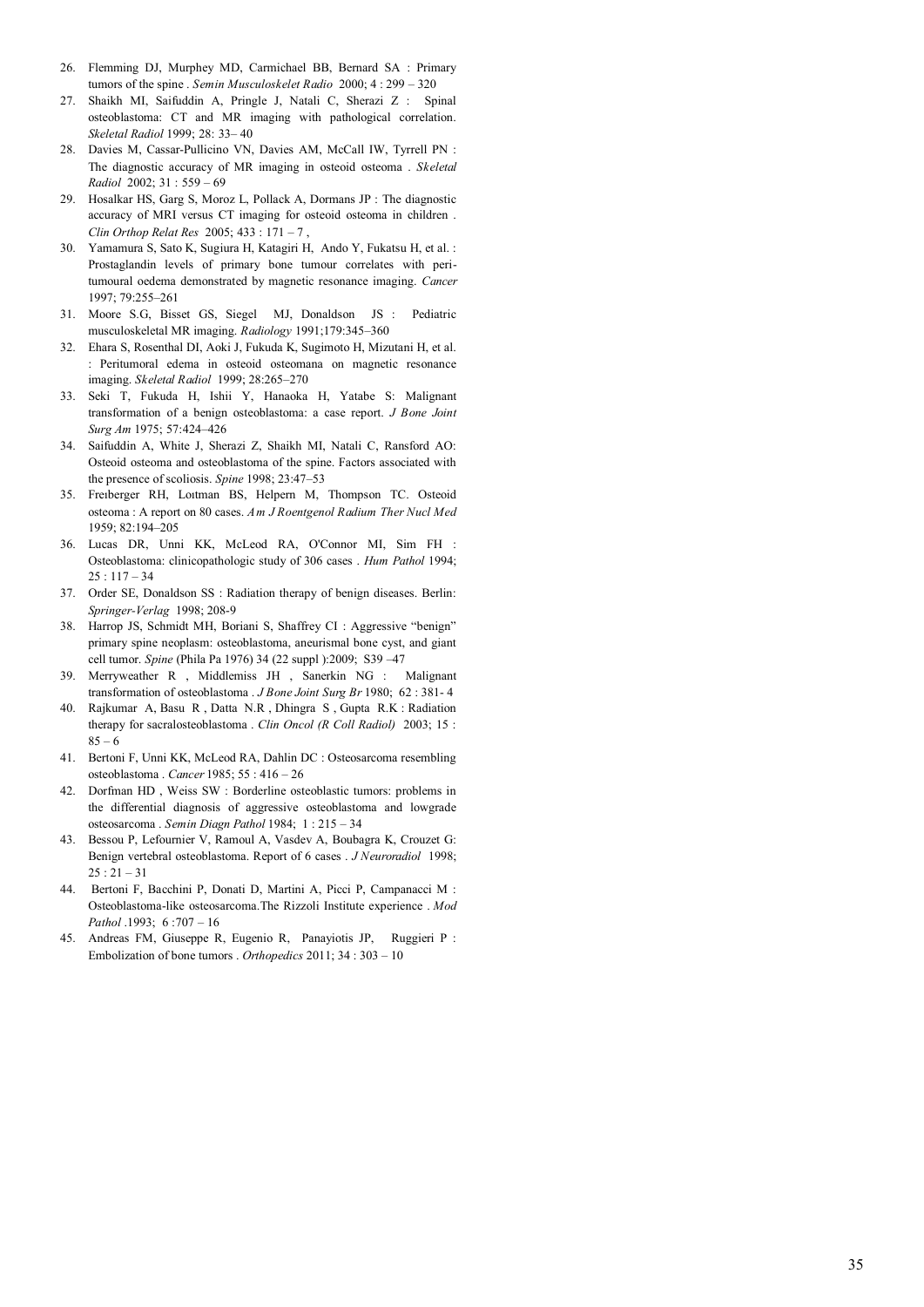26. Flemming DJ, Murphey MD, Carmichael BB, Bernard SA : Primary tumors of the spine . *Semin Musculoskelet Radio* 2000; 4 : 299 – 320
27. Shaikh MI, Saifuddin A, Pringle J, Natali C, Sherazi Z : Spinal osteoblastoma: CT and MR imaging with pathological correlation. *Skeletal Radiol* 1999; 28: 33– 40
28. Davies M, Cassar-Pullicino VN, Davies AM, McCall IW, Tyrrell PN : The diagnostic accuracy of MR imaging in osteoid osteoma . *Skeletal Radiol* 2002; 31 : 559 – 69
29. Hosalkar HS, Garg S, Moroz L, Pollack A, Dormans JP : The diagnostic accuracy of MRI versus CT imaging for osteoid osteoma in children . *Clin Orthop Relat Res* 2005; 433 : 171 – 7 ,
30. Yamamura S, Sato K, Sugiura H, Katagiri H, Ando Y, Fukatsu H, et al. : Prostaglandin levels of primary bone tumour correlates with peri-tumoural oedema demonstrated by magnetic resonance imaging. *Cancer* 1997; 79:255–261
31. Moore S.G, Bisset GS, Siegel MJ, Donaldson JS : Pediatric musculoskeletal MR imaging. *Radiology* 1991;179:345–360
32. Ehara S, Rosenthal DI, Aoki J, Fukuda K, Sugimoto H, Mizutani H, et al. : Peritumoral edema in osteoid osteomana on magnetic resonance imaging. *Skeletal Radiol* 1999; 28:265–270
33. Seki T, Fukuda H, Ishii Y, Hanaoka H, Yatabe S: Malignant transformation of a benign osteoblastoma: a case report. *J Bone Joint Surg Am* 1975; 57:424–426
34. Saifuddin A, White J, Sherazi Z, Shaikh MI, Natali C, Ransford AO: Osteoid osteoma and osteoblastoma of the spine. Factors associated with the presence of scoliosis. *Spine* 1998; 23:47–53
35. Freıberger RH, Loıtman BS, Helpern M, Thompson TC. Osteoid osteoma : A report on 80 cases. *Am J Roentgenol Radium Ther Nucl Med* 1959; 82:194–205
36. Lucas DR, Unni KK, McLeod RA, O'Connor MI, Sim FH : Osteoblastoma: clinicopathologic study of 306 cases . *Hum Pathol* 1994; 25 : 117 – 34
37. Order SE, Donaldson SS : Radiation therapy of benign diseases. Berlin: *Springer-Verlag* 1998; 208-9
38. Harrop JS, Schmidt MH, Boriani S, Shaffrey CI : Aggressive "benign" primary spine neoplasm: osteoblastoma, aneurismal bone cyst, and giant cell tumor. *Spine* (Phila Pa 1976) 34 (22 suppl ):2009; S39 –47
39. Merryweather R , Middlemiss JH , Sanerkin NG : Malignant transformation of osteoblastoma . *J Bone Joint Surg Br* 1980; 62 : 381- 4
40. Rajkumar A, Basu R , Datta N.R , Dhingra S , Gupta R.K : Radiation therapy for sacralosteoblastoma . *Clin Oncol (R Coll Radiol)* 2003; 15 : 85 – 6
41. Bertoni F, Unni KK, McLeod RA, Dahlin DC : Osteosarcoma resembling osteoblastoma . *Cancer* 1985; 55 : 416 – 26
42. Dorfman HD , Weiss SW : Borderline osteoblastic tumors: problems in the differential diagnosis of aggressive osteoblastoma and lowgrade osteosarcoma . *Semin Diagn Pathol* 1984; 1 : 215 – 34
43. Bessou P, Lefournier V, Ramoul A, Vasdev A, Boubagra K, Crouzet G: Benign vertebral osteoblastoma. Report of 6 cases . *J Neuroradiol* 1998; 25 : 21 – 31
44. Bertoni F, Bacchini P, Donati D, Martini A, Picci P, Campanacci M : Osteoblastoma-like osteosarcoma.The Rizzoli Institute experience . *Mod Pathol* .1993; 6 :707 – 16
45. Andreas FM, Giuseppe R, Eugenio R, Panayiotis JP, Ruggieri P : Embolization of bone tumors . *Orthopedics* 2011; 34 : 303 – 10